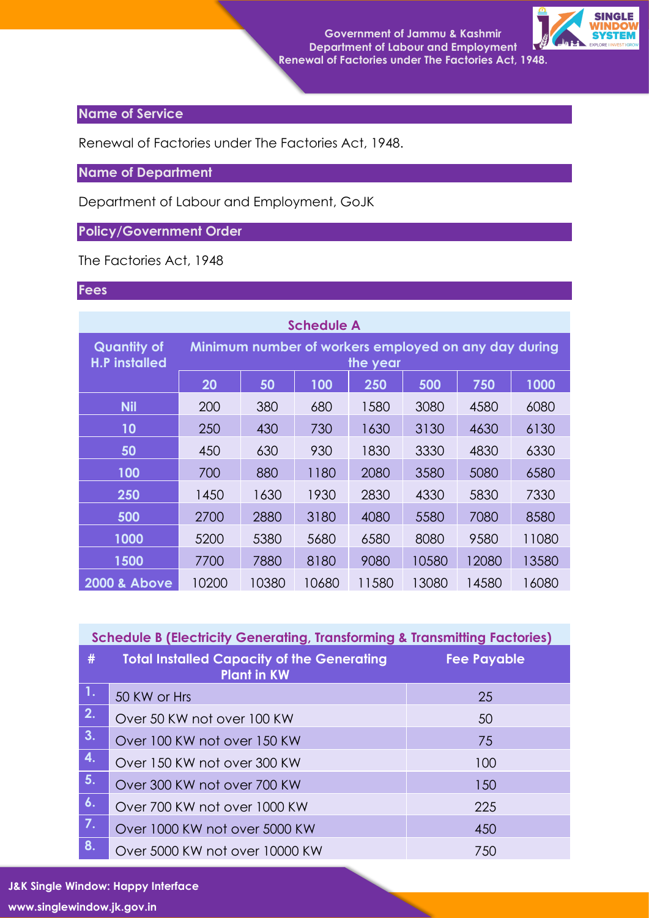## Name of Service

Renewal of Factories under The Factories Act, 1948.

## Name of Department

Department of Labour and Employment, GoJK

## Policy/Government Order

The Factories Act, 1948

## Fees

**Schedule A**

| Quantity of H.P installed | Minimum number of workers employed on any day during the year | | | | | | |
|---|---|---|---|---|---|---|---|
| | 20 | 50 | 100 | 250 | 500 | 750 | 1000 |
| Nil | 200 | 380 | 680 | 1580 | 3080 | 4580 | 6080 |
| 10 | 250 | 430 | 730 | 1630 | 3130 | 4630 | 6130 |
| 50 | 450 | 630 | 930 | 1830 | 3330 | 4830 | 6330 |
| 100 | 700 | 880 | 1180 | 2080 | 3580 | 5080 | 6580 |
| 250 | 1450 | 1630 | 1930 | 2830 | 4330 | 5830 | 7330 |
| 500 | 2700 | 2880 | 3180 | 4080 | 5580 | 7080 | 8580 |
| 1000 | 5200 | 5380 | 5680 | 6580 | 8080 | 9580 | 11080 |
| 1500 | 7700 | 7880 | 8180 | 9080 | 10580 | 12080 | 13580 |
| 2000 & Above | 10200 | 10380 | 10680 | 11580 | 13080 | 14580 | 16080 |

**Schedule B (Electricity Generating, Transforming & Transmitting Factories)**

| # | Total Installed Capacity of the Generating Plant in KW | Fee Payable |
|---|---|---|
| 1. | 50 KW or Hrs | 25 |
| 2. | Over 50 KW not over 100 KW | 50 |
| 3. | Over 100 KW not over 150 KW | 75 |
| 4. | Over 150 KW not over 300 KW | 100 |
| 5. | Over 300 KW not over 700 KW | 150 |
| 6. | Over 700 KW not over 1000 KW | 225 |
| 7. | Over 1000 KW not over 5000 KW | 450 |
| 8. | Over 5000 KW not over 10000 KW | 750 |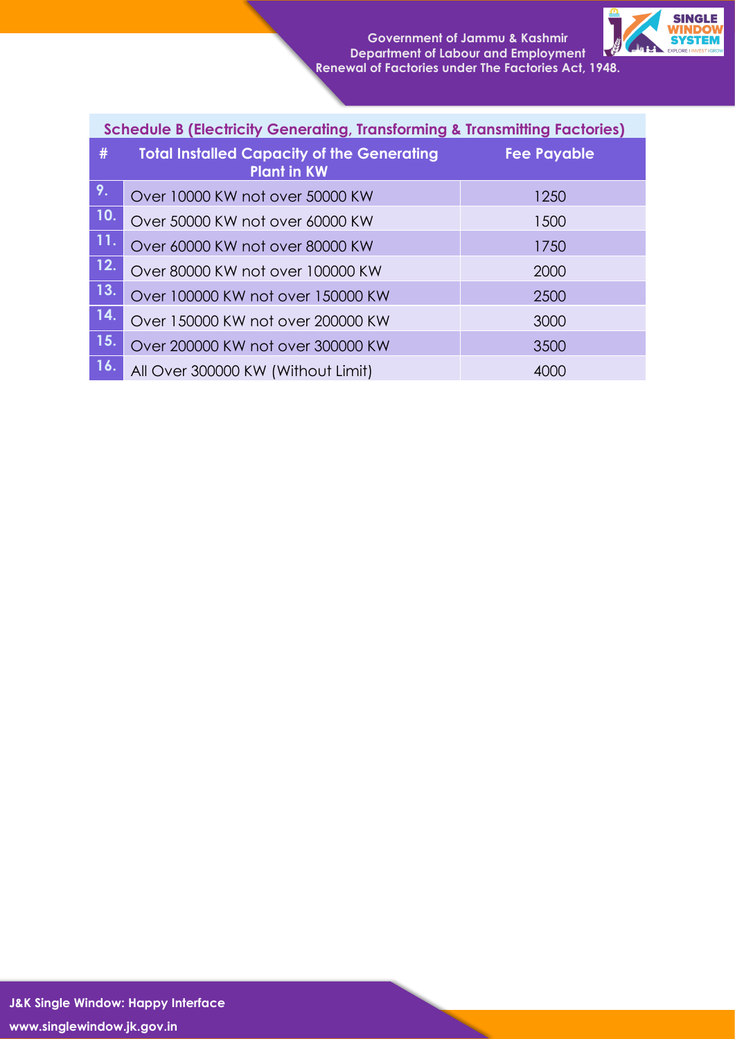Schedule B (Electricity Generating, Transforming & Transmitting Factories)

| # | Total Installed Capacity of the Generating Plant in KW | Fee Payable |
|---|---|---|
| 9. | Over 10000 KW not over 50000 KW | 1250 |
| 10. | Over 50000 KW not over 60000 KW | 1500 |
| 11. | Over 60000 KW not over 80000 KW | 1750 |
| 12. | Over 80000 KW not over 100000 KW | 2000 |
| 13. | Over 100000 KW not over 150000 KW | 2500 |
| 14. | Over 150000 KW not over 200000 KW | 3000 |
| 15. | Over 200000 KW not over 300000 KW | 3500 |
| 16. | All Over 300000 KW (Without Limit) | 4000 |